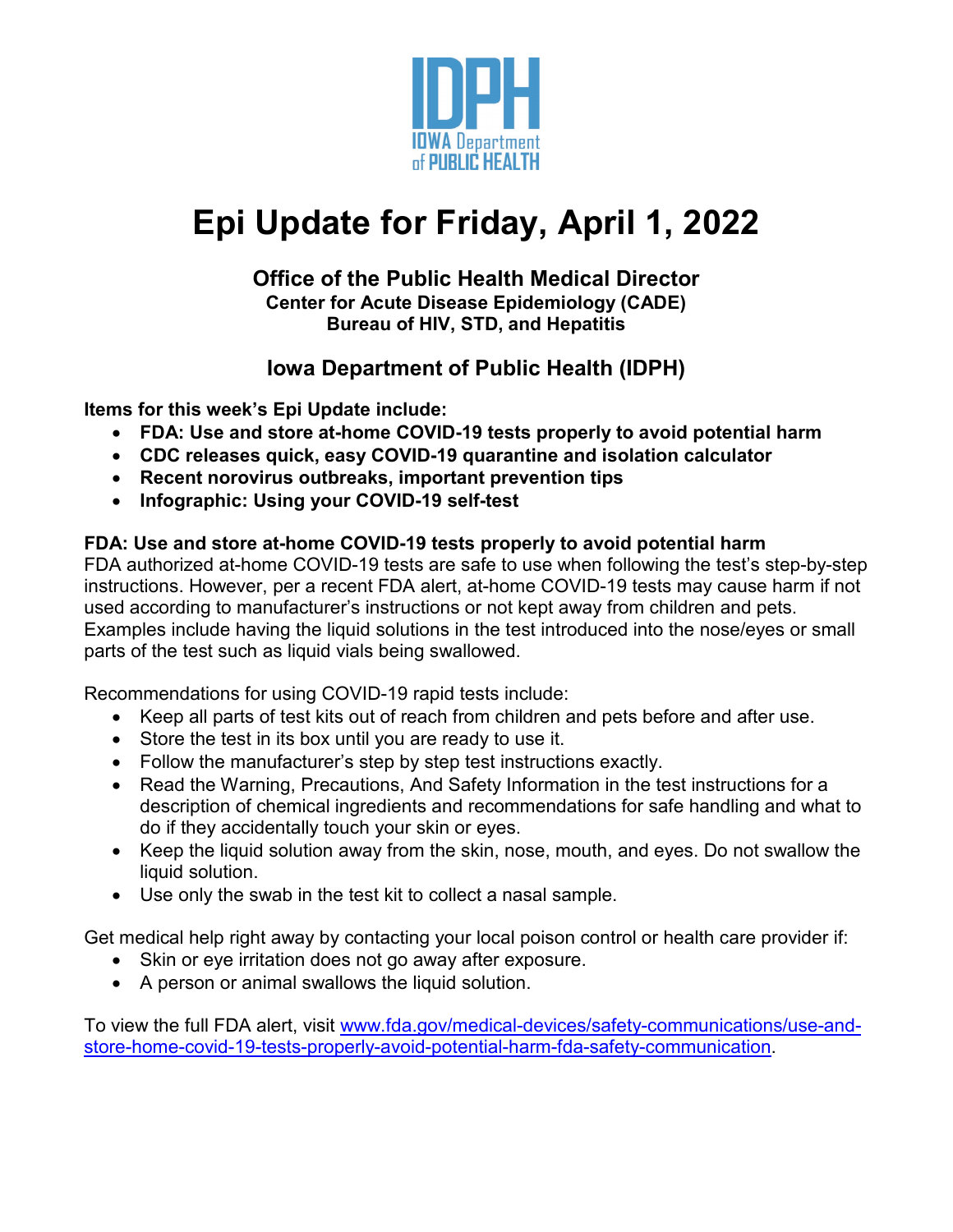IDPH
IOWA Department of PUBLIC HEALTH

# Epi Update for Friday, April 1, 2022

### Office of the Public Health Medical Director
**Center for Acute Disease Epidemiology (CADE)**
**Bureau of HIV, STD, and Hepatitis**

### Iowa Department of Public Health (IDPH)

**Items for this week's Epi Update include:**

- **FDA: Use and store at-home COVID-19 tests properly to avoid potential harm**
- **CDC releases quick, easy COVID-19 quarantine and isolation calculator**
- **Recent norovirus outbreaks, important prevention tips**
- **Infographic: Using your COVID-19 self-test**

**FDA: Use and store at-home COVID-19 tests properly to avoid potential harm**
FDA authorized at-home COVID-19 tests are safe to use when following the test's step-by-step instructions. However, per a recent FDA alert, at-home COVID-19 tests may cause harm if not used according to manufacturer's instructions or not kept away from children and pets. Examples include having the liquid solutions in the test introduced into the nose/eyes or small parts of the test such as liquid vials being swallowed.

Recommendations for using COVID-19 rapid tests include:

- Keep all parts of test kits out of reach from children and pets before and after use.
- Store the test in its box until you are ready to use it.
- Follow the manufacturer's step by step test instructions exactly.
- Read the Warning, Precautions, And Safety Information in the test instructions for a description of chemical ingredients and recommendations for safe handling and what to do if they accidentally touch your skin or eyes.
- Keep the liquid solution away from the skin, nose, mouth, and eyes. Do not swallow the liquid solution.
- Use only the swab in the test kit to collect a nasal sample.

Get medical help right away by contacting your local poison control or health care provider if:

- Skin or eye irritation does not go away after exposure.
- A person or animal swallows the liquid solution.

To view the full FDA alert, visit [www.fda.gov/medical-devices/safety-communications/use-and-store-home-covid-19-tests-properly-avoid-potential-harm-fda-safety-communication](https://www.fda.gov/medical-devices/safety-communications/use-and-store-home-covid-19-tests-properly-avoid-potential-harm-fda-safety-communication).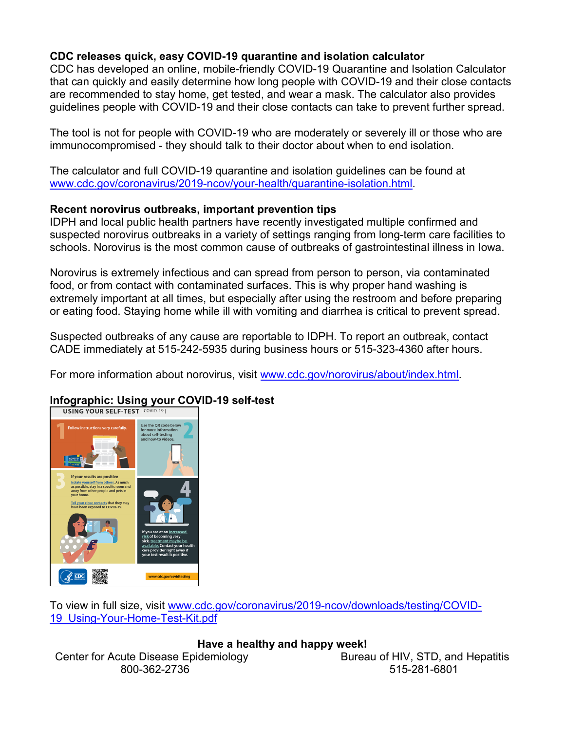### CDC releases quick, easy COVID-19 quarantine and isolation calculator

CDC has developed an online, mobile-friendly COVID-19 Quarantine and Isolation Calculator that can quickly and easily determine how long people with COVID-19 and their close contacts are recommended to stay home, get tested, and wear a mask. The calculator also provides guidelines people with COVID-19 and their close contacts can take to prevent further spread.

The tool is not for people with COVID-19 who are moderately or severely ill or those who are immunocompromised - they should talk to their doctor about when to end isolation.

The calculator and full COVID-19 quarantine and isolation guidelines can be found at www.cdc.gov/coronavirus/2019-ncov/your-health/quarantine-isolation.html.

### Recent norovirus outbreaks, important prevention tips

IDPH and local public health partners have recently investigated multiple confirmed and suspected norovirus outbreaks in a variety of settings ranging from long-term care facilities to schools. Norovirus is the most common cause of outbreaks of gastrointestinal illness in Iowa.

Norovirus is extremely infectious and can spread from person to person, via contaminated food, or from contact with contaminated surfaces. This is why proper hand washing is extremely important at all times, but especially after using the restroom and before preparing or eating food. Staying home while ill with vomiting and diarrhea is critical to prevent spread.

Suspected outbreaks of any cause are reportable to IDPH. To report an outbreak, contact CADE immediately at 515-242-5935 during business hours or 515-323-4360 after hours.

For more information about norovirus, visit www.cdc.gov/norovirus/about/index.html.

### Infographic: Using your COVID-19 self-test

USING YOUR SELF-TEST | COVID-19 |

1 Follow instructions very carefully.

2 Use the QR code below for more information about self-testing and how-to videos.

3 If your results are positive

Isolate yourself from others. As much as possible, stay in a specific room and away from other people and pets in your home.

Tell your close contacts that they may have been exposed to COVID-19.

4 If you are at an increased risk of becoming very sick, treatment maybe be available. Contact your health care provider right away if your test result is positive.

www.cdc.gov/covidtesting

To view in full size, visit www.cdc.gov/coronavirus/2019-ncov/downloads/testing/COVID-19_Using-Your-Home-Test-Kit.pdf

**Have a healthy and happy week!**

Center for Acute Disease Epidemiology
800-362-2736

Bureau of HIV, STD, and Hepatitis
515-281-6801